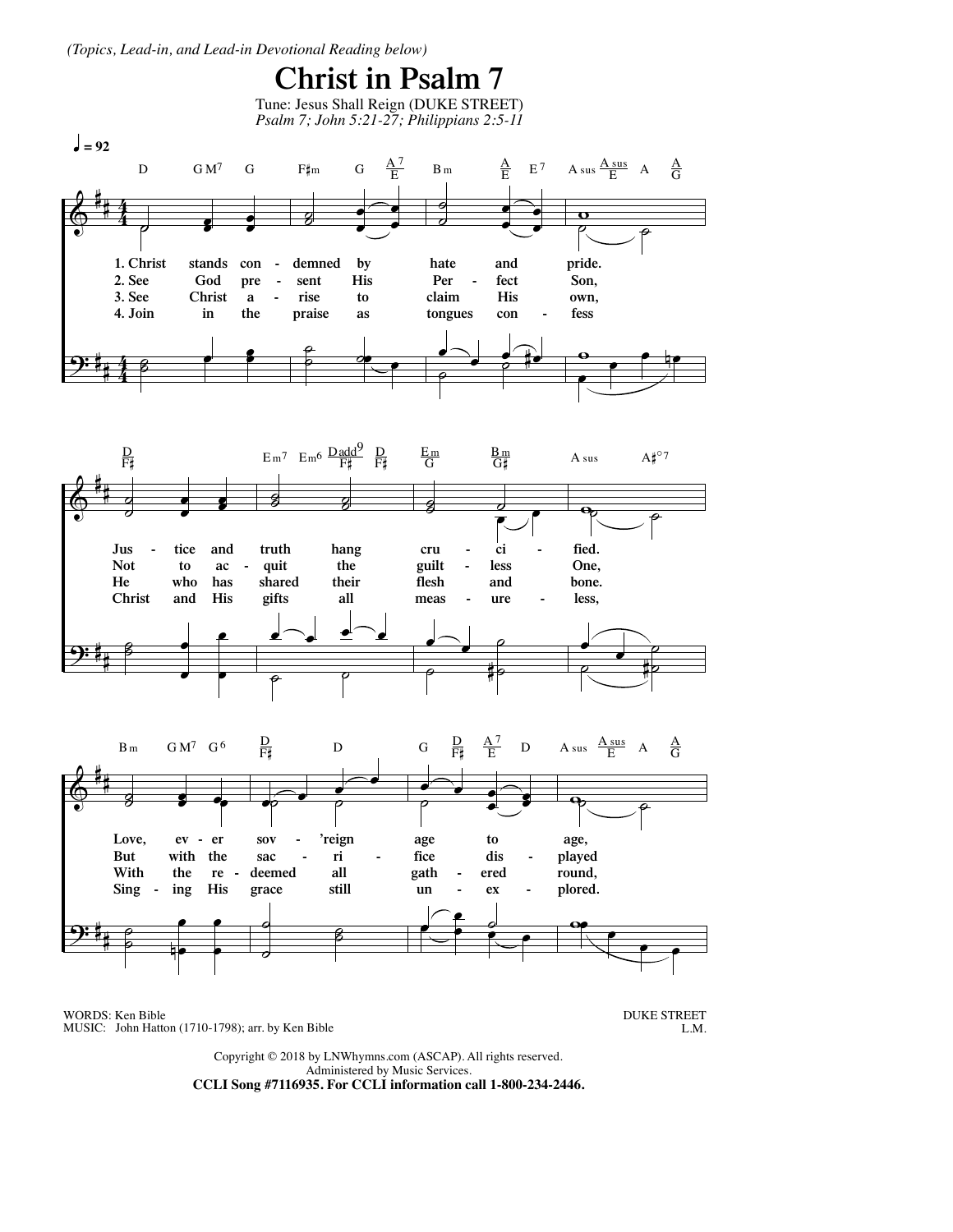*(Topics, Lead-in, and Lead-in Devotional Reading below)*

# Christ in Psalm 7

Tune: Jesus Shall Reign (DUKE STREET)
*Psalm 7; John 5:21-27; Philippians 2:5-11*

♩ = 92

1. Christ stands condemned by hate and pride. Justice and truth hang crucified. Love, ever sov'reign age to age,
2. See God present His Perfect Son, Not to acquit the guiltless One, But with the sacrifice displayed
3. See Christ arise to claim His own, He who has shared their flesh and bone. With the redeemed all gathered round,
4. Join in the praise as tongues confess Christ and His gifts all measureless, Singing His grace still unexplored.

WORDS: Ken Bible
MUSIC: John Hatton (1710-1798); arr. by Ken Bible

DUKE STREET
L.M.

Copyright © 2018 by LNWhymns.com (ASCAP). All rights reserved.
Administered by Music Services.
**CCLI Song #7116935. For CCLI information call 1-800-234-2446.**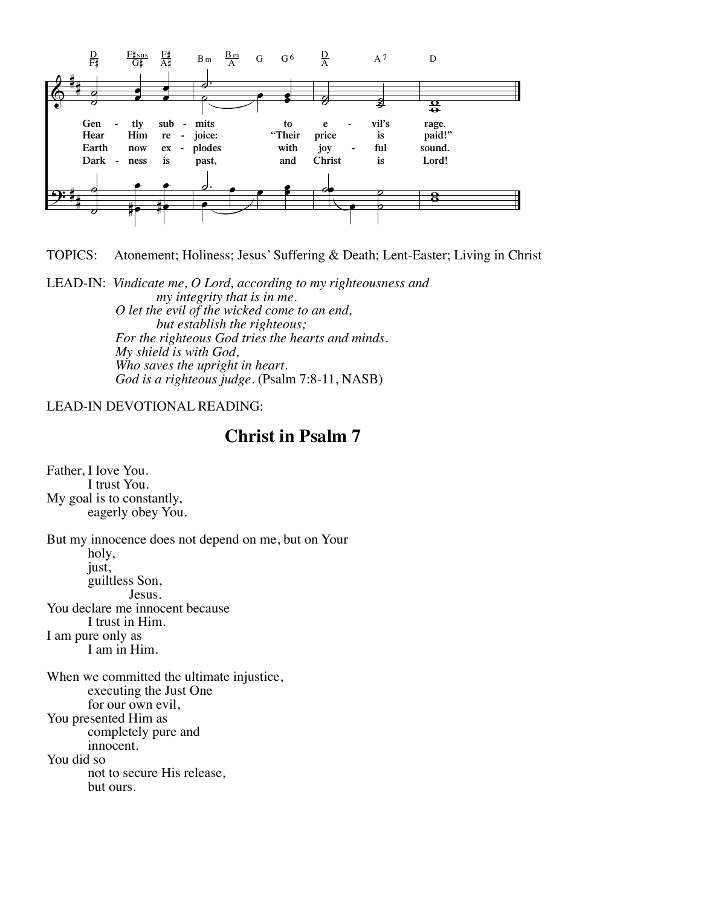| D/F♯ | F♯sus/G♯ | F♯/A♯ | Bm | Bm/A | G | G6 | D/A | A7 | D |
|---|---|---|---|---|---|---|---|---|---|

Gen - tly sub - mits to e - vil's rage.
Hear Him re - joice: "Their price is paid!"
Earth now ex - plodes with joy - ful sound.
Dark - ness is past, and Christ is Lord!

TOPICS: Atonement; Holiness; Jesus' Suffering & Death; Lent-Easter; Living in Christ

LEAD-IN: *Vindicate me, O Lord, according to my righteousness and*
*my integrity that is in me.*
*O let the evil of the wicked come to an end,*
*but establish the righteous;*
*For the righteous God tries the hearts and minds.*
*My shield is with God,*
*Who saves the upright in heart.*
*God is a righteous judge.* (Psalm 7:8-11, NASB)

LEAD-IN DEVOTIONAL READING:

## Christ in Psalm 7

Father, I love You.
I trust You.
My goal is to constantly,
eagerly obey You.

But my innocence does not depend on me, but on Your
holy,
just,
guiltless Son,
Jesus.
You declare me innocent because
I trust in Him.
I am pure only as
I am in Him.

When we committed the ultimate injustice,
executing the Just One
for our own evil,
You presented Him as
completely pure and
innocent.
You did so
not to secure His release,
but ours.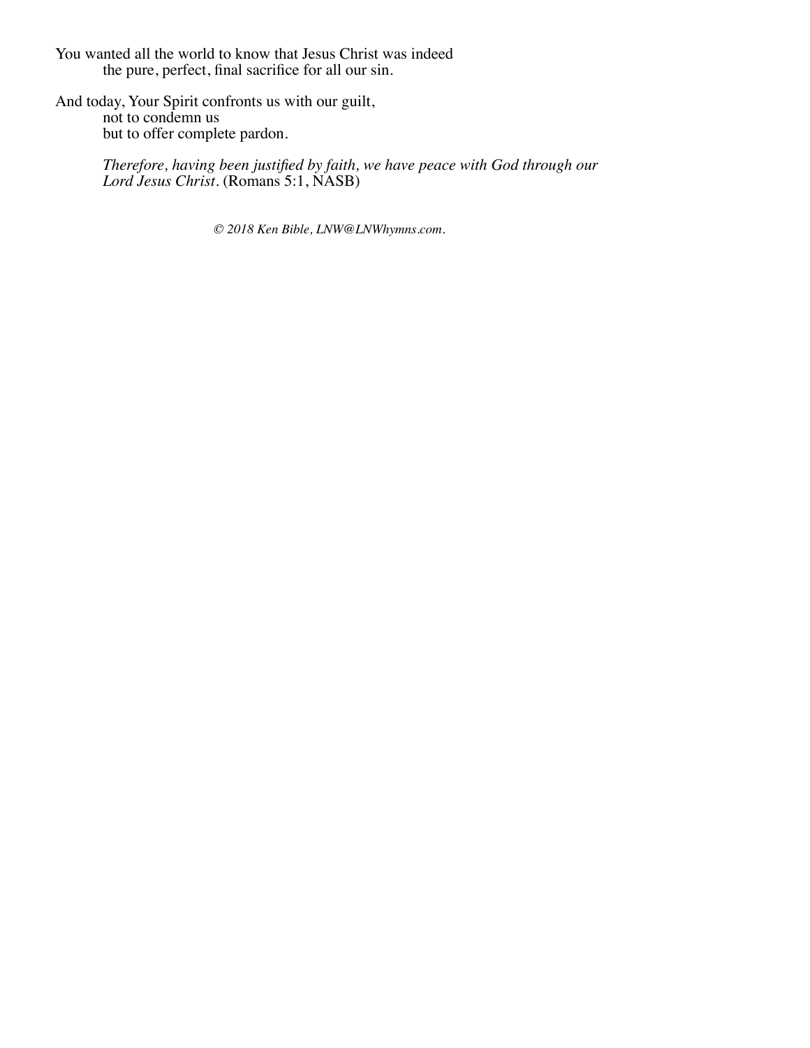You wanted all the world to know that Jesus Christ was indeed
the pure, perfect, final sacrifice for all our sin.

And today, Your Spirit confronts us with our guilt,
not to condemn us
but to offer complete pardon.

*Therefore, having been justified by faith, we have peace with God through our Lord Jesus Christ.* (Romans 5:1, NASB)

*© 2018 Ken Bible, LNW@LNWhymns.com.*